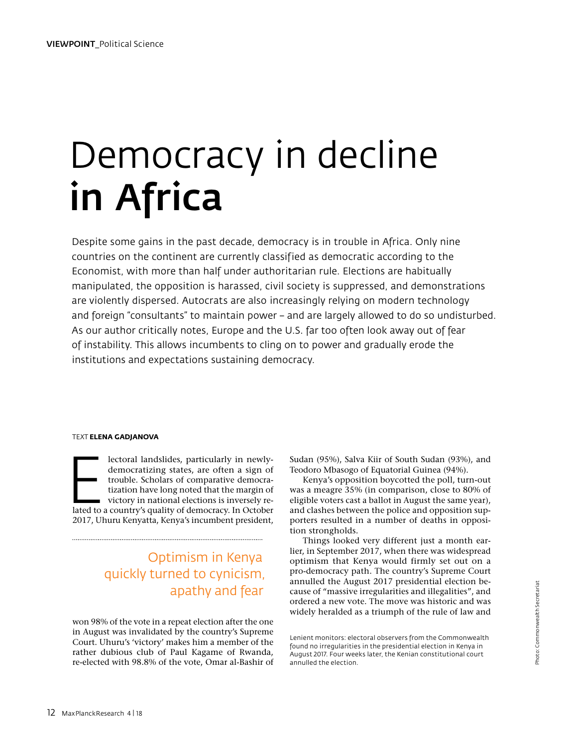VIEWPOINT_Political Science

# Democracy in decline **in Africa**

Despite some gains in the past decade, democracy is in trouble in Africa. Only nine countries on the continent are currently classified as democratic according to the Economist, with more than half under authoritarian rule. Elections are habitually manipulated, the opposition is harassed, civil society is suppressed, and demonstrations are violently dispersed. Autocrats are also increasingly relying on modern technology and foreign "consultants" to maintain power – and are largely allowed to do so undisturbed. As our author critically notes, Europe and the U.S. far too often look away out of fear of instability. This allows incumbents to cling on to power and gradually erode the institutions and expectations sustaining democracy.

TEXT **ELENA GADJANOVA**

Electoral landslides, particularly in newly-democratizing states, are often a sign of trouble. Scholars of comparative democratization have long noted that the margin of victory in national elections is inversely related to a country's quality of democracy. In October 2017, Uhuru Kenyatta, Kenya's incumbent president, won 98% of the vote in a repeat election after the one in August was invalidated by the country's Supreme Court. Uhuru's 'victory' makes him a member of the rather dubious club of Paul Kagame of Rwanda, re-elected with 98.8% of the vote, Omar al-Bashir of Sudan (95%), Salva Kiir of South Sudan (93%), and Teodoro Mbasogo of Equatorial Guinea (94%).

> Optimism in Kenya quickly turned to cynicism, apathy and fear

Kenya's opposition boycotted the poll, turn-out was a meagre 35% (in comparison, close to 80% of eligible voters cast a ballot in August the same year), and clashes between the police and opposition supporters resulted in a number of deaths in opposition strongholds.

Things looked very different just a month earlier, in September 2017, when there was widespread optimism that Kenya would firmly set out on a pro-democracy path. The country's Supreme Court annulled the August 2017 presidential election because of "massive irregularities and illegalities", and ordered a new vote. The move was historic and was widely heralded as a triumph of the rule of law and

Lenient monitors: electoral observers from the Commonwealth found no irregularities in the presidential election in Kenya in August 2017. Four weeks later, the Kenian constitutional court annulled the election.

Photo: Commonwealth Secretariat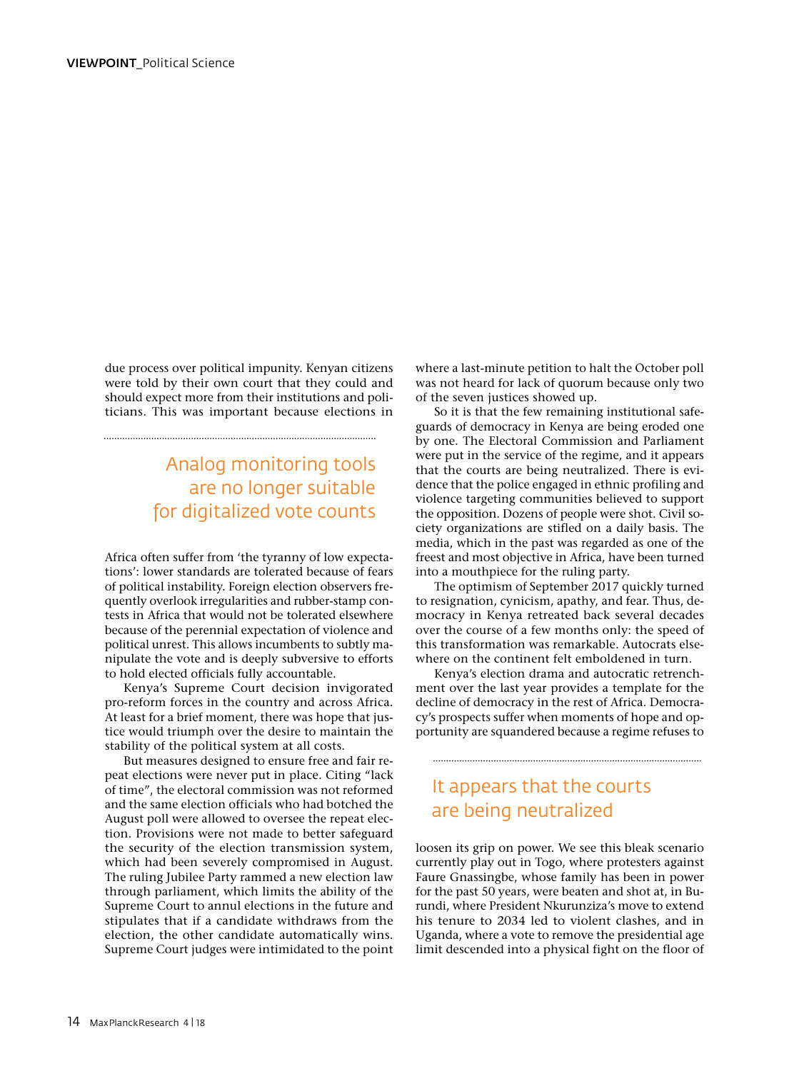due process over political impunity. Kenyan citizens were told by their own court that they could and should expect more from their institutions and politicians. This was important because elections in Africa often suffer from 'the tyranny of low expectations': lower standards are tolerated because of fears of political instability. Foreign election observers frequently overlook irregularities and rubber-stamp contests in Africa that would not be tolerated elsewhere because of the perennial expectation of violence and political unrest. This allows incumbents to subtly manipulate the vote and is deeply subversive to efforts to hold elected officials fully accountable.

> Analog monitoring tools are no longer suitable for digitalized vote counts

Kenya's Supreme Court decision invigorated pro-reform forces in the country and across Africa. At least for a brief moment, there was hope that justice would triumph over the desire to maintain the stability of the political system at all costs.

But measures designed to ensure free and fair repeat elections were never put in place. Citing "lack of time", the electoral commission was not reformed and the same election officials who had botched the August poll were allowed to oversee the repeat election. Provisions were not made to better safeguard the security of the election transmission system, which had been severely compromised in August. The ruling Jubilee Party rammed a new election law through parliament, which limits the ability of the Supreme Court to annul elections in the future and stipulates that if a candidate withdraws from the election, the other candidate automatically wins. Supreme Court judges were intimidated to the point where a last-minute petition to halt the October poll was not heard for lack of quorum because only two of the seven justices showed up.

So it is that the few remaining institutional safeguards of democracy in Kenya are being eroded one by one. The Electoral Commission and Parliament were put in the service of the regime, and it appears that the courts are being neutralized. There is evidence that the police engaged in ethnic profiling and violence targeting communities believed to support the opposition. Dozens of people were shot. Civil society organizations are stifled on a daily basis. The media, which in the past was regarded as one of the freest and most objective in Africa, have been turned into a mouthpiece for the ruling party.

The optimism of September 2017 quickly turned to resignation, cynicism, apathy, and fear. Thus, democracy in Kenya retreated back several decades over the course of a few months only: the speed of this transformation was remarkable. Autocrats elsewhere on the continent felt emboldened in turn.

Kenya's election drama and autocratic retrenchment over the last year provides a template for the decline of democracy in the rest of Africa. Democracy's prospects suffer when moments of hope and opportunity are squandered because a regime refuses to loosen its grip on power. We see this bleak scenario currently play out in Togo, where protesters against Faure Gnassingbe, whose family has been in power for the past 50 years, were beaten and shot at, in Burundi, where President Nkurunziza's move to extend his tenure to 2034 led to violent clashes, and in Uganda, where a vote to remove the presidential age limit descended into a physical fight on the floor of

> It appears that the courts are being neutralized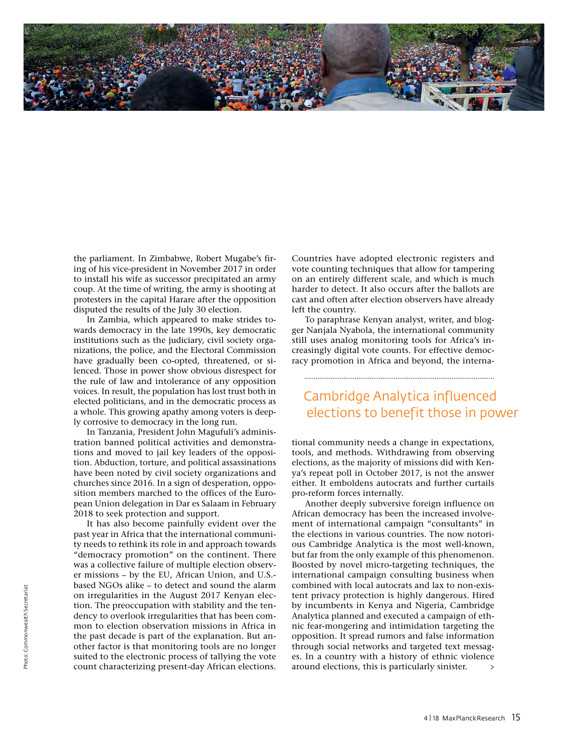the parliament. In Zimbabwe, Robert Mugabe's firing of his vice-president in November 2017 in order to install his wife as successor precipitated an army coup. At the time of writing, the army is shooting at protesters in the capital Harare after the opposition disputed the results of the July 30 election.

In Zambia, which appeared to make strides towards democracy in the late 1990s, key democratic institutions such as the judiciary, civil society organizations, the police, and the Electoral Commission have gradually been co-opted, threatened, or silenced. Those in power show obvious disrespect for the rule of law and intolerance of any opposition voices. In result, the population has lost trust both in elected politicians, and in the democratic process as a whole. This growing apathy among voters is deeply corrosive to democracy in the long run.

In Tanzania, President John Magufuli's administration banned political activities and demonstrations and moved to jail key leaders of the opposition. Abduction, torture, and political assassinations have been noted by civil society organizations and churches since 2016. In a sign of desperation, opposition members marched to the offices of the European Union delegation in Dar es Salaam in February 2018 to seek protection and support.

It has also become painfully evident over the past year in Africa that the international community needs to rethink its role in and approach towards "democracy promotion" on the continent. There was a collective failure of multiple election observer missions – by the EU, African Union, and U.S.-based NGOs alike – to detect and sound the alarm on irregularities in the August 2017 Kenyan election. The preoccupation with stability and the tendency to overlook irregularities that has been common to election observation missions in Africa in the past decade is part of the explanation. But another factor is that monitoring tools are no longer suited to the electronic process of tallying the vote count characterizing present-day African elections. Countries have adopted electronic registers and vote counting techniques that allow for tampering on an entirely different scale, and which is much harder to detect. It also occurs after the ballots are cast and often after election observers have already left the country.

To paraphrase Kenyan analyst, writer, and blogger Nanjala Nyabola, the international community still uses analog monitoring tools for Africa's increasingly digital vote counts. For effective democracy promotion in Africa and beyond, the international community needs a change in expectations, tools, and methods. Withdrawing from observing elections, as the majority of missions did with Kenya's repeat poll in October 2017, is not the answer either. It emboldens autocrats and further curtails pro-reform forces internally.

> Cambridge Analytica influenced elections to benefit those in power

Another deeply subversive foreign influence on African democracy has been the increased involvement of international campaign "consultants" in the elections in various countries. The now notorious Cambridge Analytica is the most well-known, but far from the only example of this phenomenon. Boosted by novel micro-targeting techniques, the international campaign consulting business when combined with local autocrats and lax to non-existent privacy protection is highly dangerous. Hired by incumbents in Kenya and Nigeria, Cambridge Analytica planned and executed a campaign of ethnic fear-mongering and intimidation targeting the opposition. It spread rumors and false information through social networks and targeted text messages. In a country with a history of ethnic violence around elections, this is particularly sinister.

Photo: Commonwealth Secretariat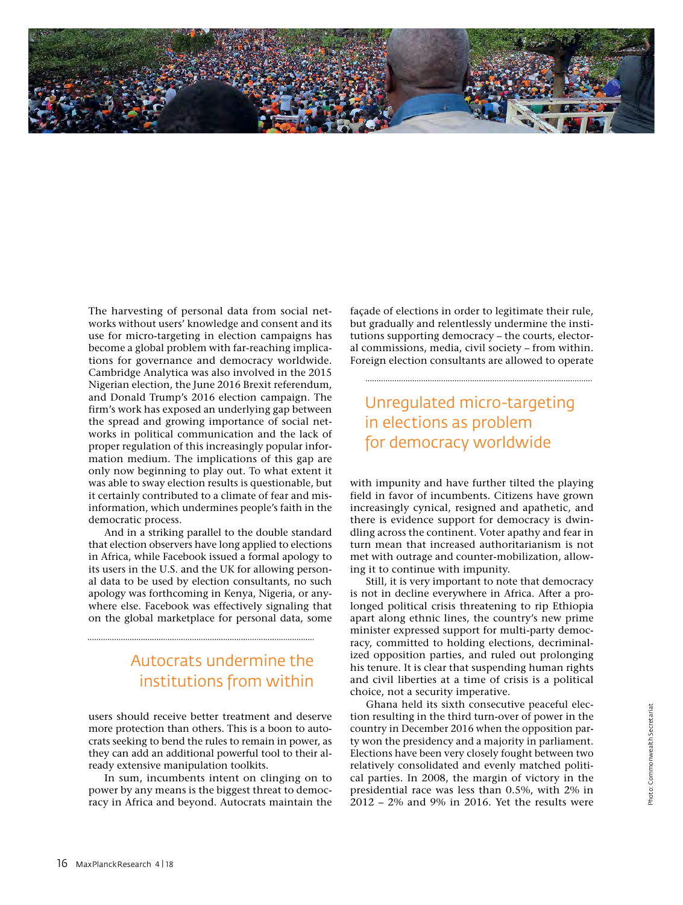The harvesting of personal data from social networks without users' knowledge and consent and its use for micro-targeting in election campaigns has become a global problem with far-reaching implications for governance and democracy worldwide. Cambridge Analytica was also involved in the 2015 Nigerian election, the June 2016 Brexit referendum, and Donald Trump's 2016 election campaign. The firm's work has exposed an underlying gap between the spread and growing importance of social networks in political communication and the lack of proper regulation of this increasingly popular information medium. The implications of this gap are only now beginning to play out. To what extent it was able to sway election results is questionable, but it certainly contributed to a climate of fear and misinformation, which undermines people's faith in the democratic process.

And in a striking parallel to the double standard that election observers have long applied to elections in Africa, while Facebook issued a formal apology to its users in the U.S. and the UK for allowing personal data to be used by election consultants, no such apology was forthcoming in Kenya, Nigeria, or anywhere else. Facebook was effectively signaling that on the global marketplace for personal data, some users should receive better treatment and deserve more protection than others. This is a boon to autocrats seeking to bend the rules to remain in power, as they can add an additional powerful tool to their already extensive manipulation toolkits.

## Autocrats undermine the institutions from within

In sum, incumbents intent on clinging on to power by any means is the biggest threat to democracy in Africa and beyond. Autocrats maintain the façade of elections in order to legitimate their rule, but gradually and relentlessly undermine the institutions supporting democracy – the courts, electoral commissions, media, civil society – from within. Foreign election consultants are allowed to operate with impunity and have further tilted the playing field in favor of incumbents. Citizens have grown increasingly cynical, resigned and apathetic, and there is evidence support for democracy is dwindling across the continent. Voter apathy and fear in turn mean that increased authoritarianism is not met with outrage and counter-mobilization, allowing it to continue with impunity.

## Unregulated micro-targeting in elections as problem for democracy worldwide

Still, it is very important to note that democracy is not in decline everywhere in Africa. After a prolonged political crisis threatening to rip Ethiopia apart along ethnic lines, the country's new prime minister expressed support for multi-party democracy, committed to holding elections, decriminalized opposition parties, and ruled out prolonging his tenure. It is clear that suspending human rights and civil liberties at a time of crisis is a political choice, not a security imperative.

Ghana held its sixth consecutive peaceful election resulting in the third turn-over of power in the country in December 2016 when the opposition party won the presidency and a majority in parliament. Elections have been very closely fought between two relatively consolidated and evenly matched political parties. In 2008, the margin of victory in the presidential race was less than 0.5%, with 2% in 2012 – 2% and 9% in 2016. Yet the results were

Photo: Commonwealth Secretariat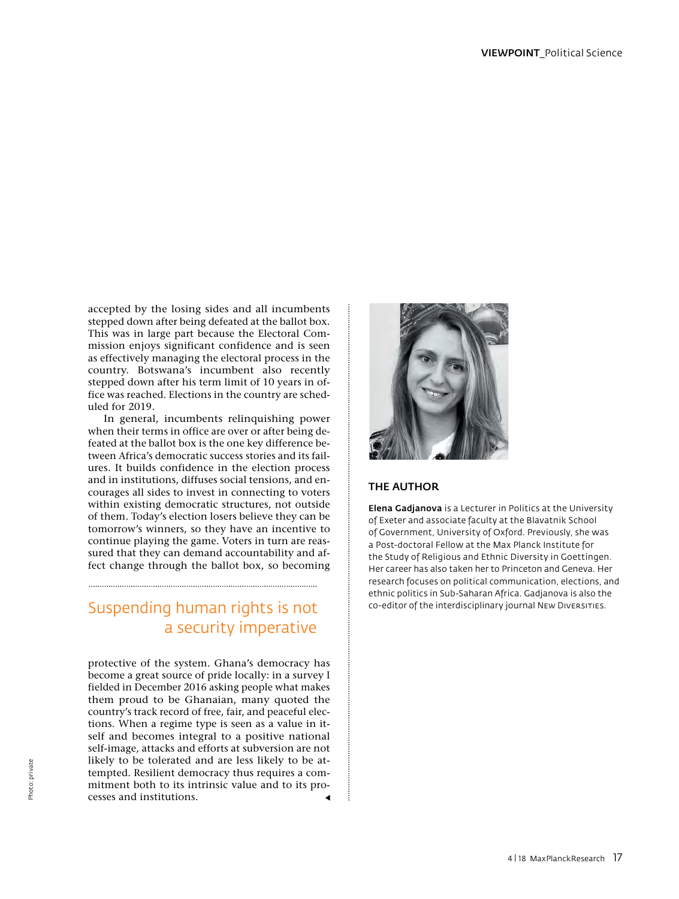accepted by the losing sides and all incumbents stepped down after being defeated at the ballot box. This was in large part because the Electoral Commission enjoys significant confidence and is seen as effectively managing the electoral process in the country. Botswana's incumbent also recently stepped down after his term limit of 10 years in office was reached. Elections in the country are scheduled for 2019.

In general, incumbents relinquishing power when their terms in office are over or after being defeated at the ballot box is the one key difference between Africa's democratic success stories and its failures. It builds confidence in the election process and in institutions, diffuses social tensions, and encourages all sides to invest in connecting to voters within existing democratic structures, not outside of them. Today's election losers believe they can be tomorrow's winners, so they have an incentive to continue playing the game. Voters in turn are reassured that they can demand accountability and affect change through the ballot box, so becoming protective of the system. Ghana's democracy has become a great source of pride locally: in a survey I fielded in December 2016 asking people what makes them proud to be Ghanaian, many quoted the country's track record of free, fair, and peaceful elections. When a regime type is seen as a value in itself and becomes integral to a positive national self-image, attacks and efforts at subversion are not likely to be tolerated and are less likely to be attempted. Resilient democracy thus requires a commitment both to its intrinsic value and to its processes and institutions.

> Suspending human rights is not a security imperative

## THE AUTHOR

**Elena Gadjanova** is a Lecturer in Politics at the University of Exeter and associate faculty at the Blavatnik School of Government, University of Oxford. Previously, she was a Post-doctoral Fellow at the Max Planck Institute for the Study of Religious and Ethnic Diversity in Goettingen. Her career has also taken her to Princeton and Geneva. Her research focuses on political communication, elections, and ethnic politics in Sub-Saharan Africa. Gadjanova is also the co-editor of the interdisciplinary journal New Diversities.

Photo: private